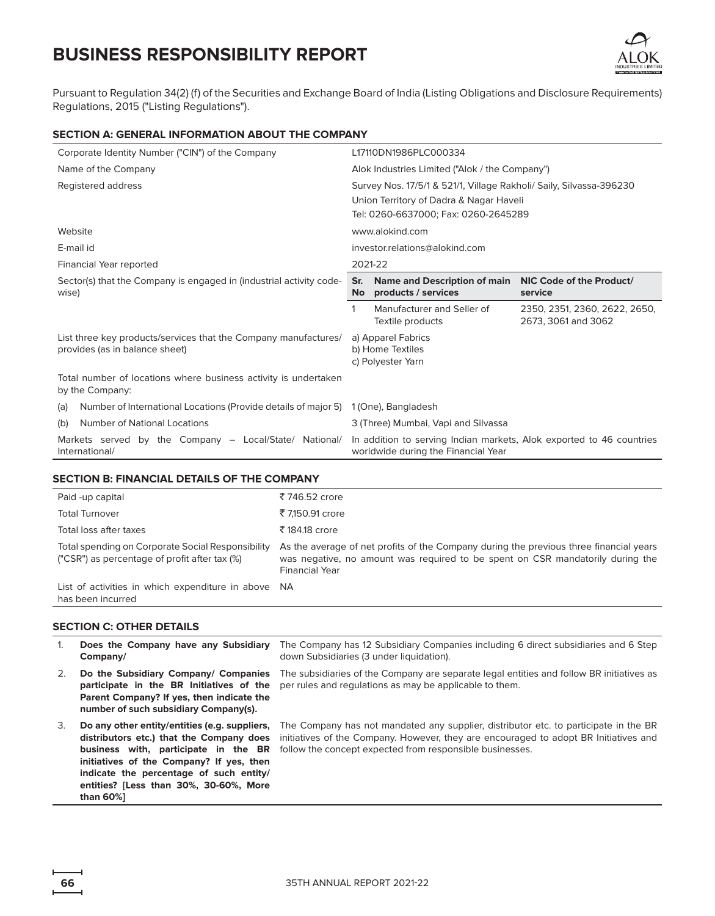# BUSINESS RESPONSIBILITY REPORT

Pursuant to Regulation 34(2) (f) of the Securities and Exchange Board of India (Listing Obligations and Disclosure Requirements) Regulations, 2015 ("Listing Regulations").

## SECTION A: GENERAL INFORMATION ABOUT THE COMPANY

| | |
|---|---|
| Corporate Identity Number ("CIN") of the Company | L17110DN1986PLC000334 |
| Name of the Company | Alok Industries Limited ("Alok / the Company") |
| Registered address | Survey Nos. 17/5/1 & 521/1, Village Rakholi/ Saily, Silvassa-396230<br>Union Territory of Dadra & Nagar Haveli<br>Tel: 0260-6637000; Fax: 0260-2645289 |
| Website | www.alokind.com |
| E-mail id | investor.relations@alokind.com |
| Financial Year reported | 2021-22 |
| Sector(s) that the Company is engaged in (industrial activity code-wise) | **Sr. No** / **Name and Description of main products / services** / **NIC Code of the Product/ service**<br>1 / Manufacturer and Seller of Textile products / 2350, 2351, 2360, 2622, 2650, 2673, 3061 and 3062 |
| List three key products/services that the Company manufactures/ provides (as in balance sheet) | a) Apparel Fabrics<br>b) Home Textiles<br>c) Polyester Yarn |
| Total number of locations where business activity is undertaken by the Company: | |
| (a) Number of International Locations (Provide details of major 5) | 1 (One), Bangladesh |
| (b) Number of National Locations | 3 (Three) Mumbai, Vapi and Silvassa |
| Markets served by the Company – Local/State/ National/ International/ | In addition to serving Indian markets, Alok exported to 46 countries worldwide during the Financial Year |

## SECTION B: FINANCIAL DETAILS OF THE COMPANY

| | |
|---|---|
| Paid -up capital | ₹ 746.52 crore |
| Total Turnover | ₹ 7,150.91 crore |
| Total loss after taxes | ₹ 184.18 crore |
| Total spending on Corporate Social Responsibility ("CSR") as percentage of profit after tax (%) | As the average of net profits of the Company during the previous three financial years was negative, no amount was required to be spent on CSR mandatorily during the Financial Year |
| List of activities in which expenditure in above has been incurred | NA |

## SECTION C: OTHER DETAILS

| | | |
|---|---|---|
| 1. | **Does the Company have any Subsidiary Company/** | The Company has 12 Subsidiary Companies including 6 direct subsidiaries and 6 Step down Subsidiaries (3 under liquidation). |
| 2. | **Do the Subsidiary Company/ Companies participate in the BR Initiatives of the Parent Company? If yes, then indicate the number of such subsidiary Company(s).** | The subsidiaries of the Company are separate legal entities and follow BR initiatives as per rules and regulations as may be applicable to them. |
| 3. | **Do any other entity/entities (e.g. suppliers, distributors etc.) that the Company does business with, participate in the BR initiatives of the Company? If yes, then indicate the percentage of such entity/ entities? [Less than 30%, 30-60%, More than 60%]** | The Company has not mandated any supplier, distributor etc. to participate in the BR initiatives of the Company. However, they are encouraged to adopt BR Initiatives and follow the concept expected from responsible businesses. |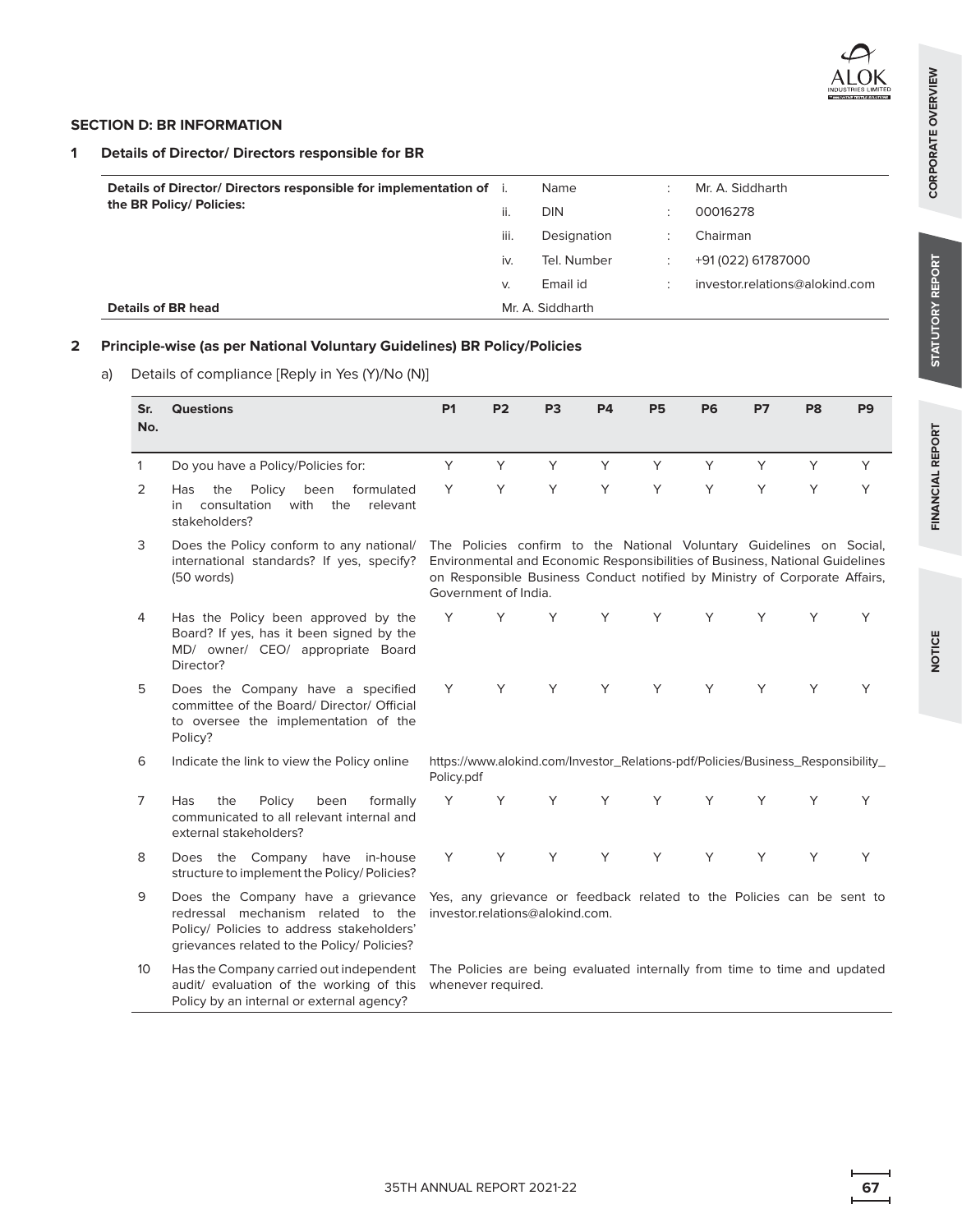## SECTION D: BR INFORMATION

### 1 Details of Director/ Directors responsible for BR

| Details of Director/ Directors responsible for implementation of the BR Policy/ Policies: | | | | |
|---|---|---|---|---|
| | i. | Name | : | Mr. A. Siddharth |
| | ii. | DIN | : | 00016278 |
| | iii. | Designation | : | Chairman |
| | iv. | Tel. Number | : | +91 (022) 61787000 |
| | v. | Email id | : | investor.relations@alokind.com |
| **Details of BR head** | Mr. A. Siddharth | | | |

### 2 Principle-wise (as per National Voluntary Guidelines) BR Policy/Policies

a) Details of compliance [Reply in Yes (Y)/No (N)]

| Sr. No. | Questions | P1 | P2 | P3 | P4 | P5 | P6 | P7 | P8 | P9 |
|---|---|---|---|---|---|---|---|---|---|---|
| 1 | Do you have a Policy/Policies for: | Y | Y | Y | Y | Y | Y | Y | Y | Y |
| 2 | Has the Policy been formulated in consultation with the relevant stakeholders? | Y | Y | Y | Y | Y | Y | Y | Y | Y |
| 3 | Does the Policy conform to any national/ international standards? If yes, specify? (50 words) | The Policies confirm to the National Voluntary Guidelines on Social, Environmental and Economic Responsibilities of Business, National Guidelines on Responsible Business Conduct notified by Ministry of Corporate Affairs, Government of India. | | | | | | | | |
| 4 | Has the Policy been approved by the Board? If yes, has it been signed by the MD/ owner/ CEO/ appropriate Board Director? | Y | Y | Y | Y | Y | Y | Y | Y | Y |
| 5 | Does the Company have a specified committee of the Board/ Director/ Official to oversee the implementation of the Policy? | Y | Y | Y | Y | Y | Y | Y | Y | Y |
| 6 | Indicate the link to view the Policy online | https://www.alokind.com/Investor_Relations-pdf/Policies/Business_Responsibility_Policy.pdf | | | | | | | | |
| 7 | Has the Policy been formally communicated to all relevant internal and external stakeholders? | Y | Y | Y | Y | Y | Y | Y | Y | Y |
| 8 | Does the Company have in-house structure to implement the Policy/ Policies? | Y | Y | Y | Y | Y | Y | Y | Y | Y |
| 9 | Does the Company have a grievance redressal mechanism related to the Policy/ Policies to address stakeholders' grievances related to the Policy/ Policies? | Yes, any grievance or feedback related to the Policies can be sent to investor.relations@alokind.com. | | | | | | | | |
| 10 | Has the Company carried out independent audit/ evaluation of the working of this Policy by an internal or external agency? | The Policies are being evaluated internally from time to time and updated whenever required. | | | | | | | | |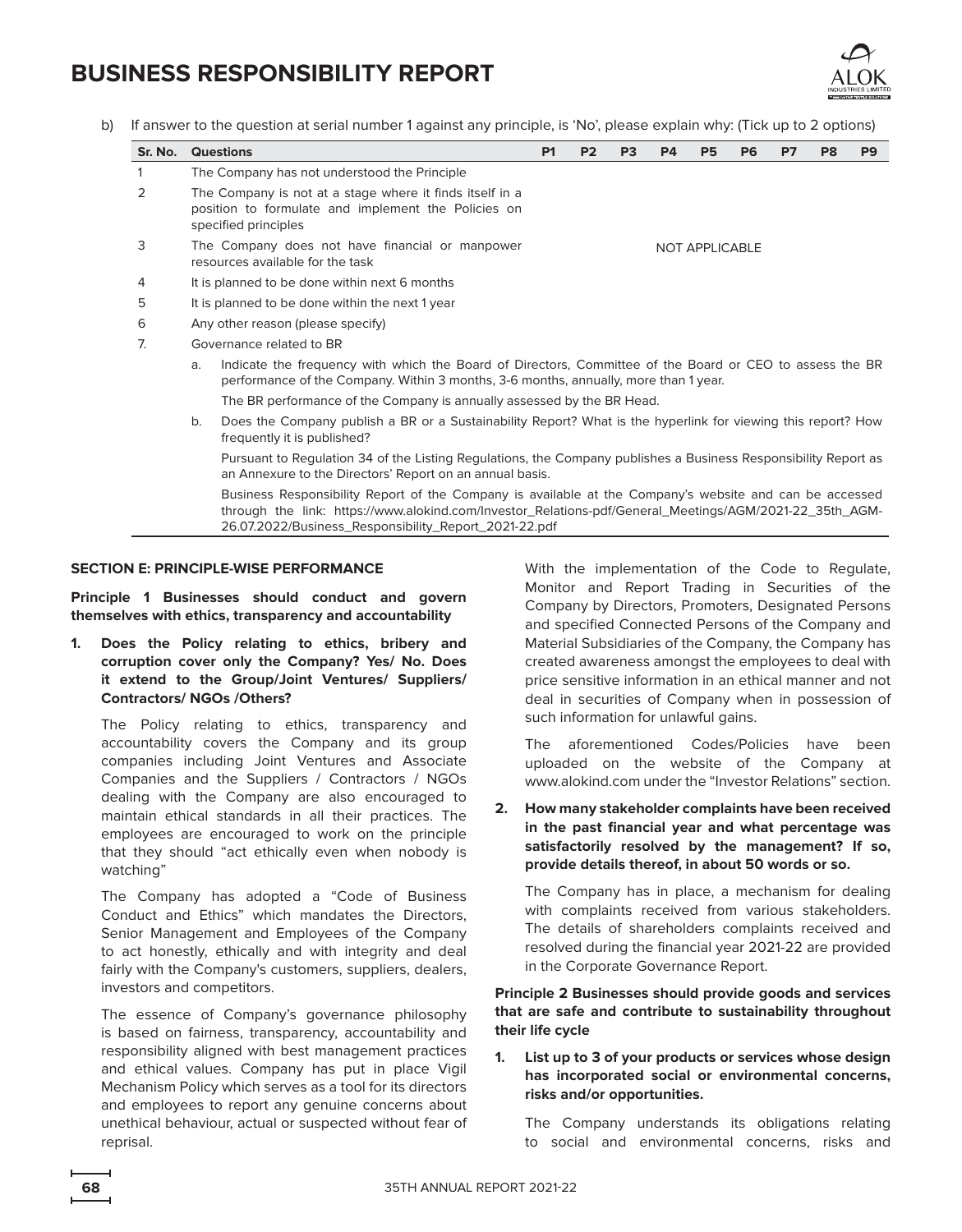b) If answer to the question at serial number 1 against any principle, is 'No', please explain why: (Tick up to 2 options)

| Sr. No. | Questions | P1 | P2 | P3 | P4 | P5 | P6 | P7 | P8 | P9 |
|---|---|---|---|---|---|---|---|---|---|---|
| 1 | The Company has not understood the Principle | | | | | | | | | |
| 2 | The Company is not at a stage where it finds itself in a position to formulate and implement the Policies on specified principles | | | | | | | | | |
| 3 | The Company does not have financial or manpower resources available for the task | | | | | NOT APPLICABLE | | | | |
| 4 | It is planned to be done within next 6 months | | | | | | | | | |
| 5 | It is planned to be done within the next 1 year | | | | | | | | | |
| 6 | Any other reason (please specify) | | | | | | | | | |

7. Governance related to BR

a. Indicate the frequency with which the Board of Directors, Committee of the Board or CEO to assess the BR performance of the Company. Within 3 months, 3-6 months, annually, more than 1 year.

The BR performance of the Company is annually assessed by the BR Head.

b. Does the Company publish a BR or a Sustainability Report? What is the hyperlink for viewing this report? How frequently it is published?

Pursuant to Regulation 34 of the Listing Regulations, the Company publishes a Business Responsibility Report as an Annexure to the Directors' Report on an annual basis.

Business Responsibility Report of the Company is available at the Company's website and can be accessed through the link: https://www.alokind.com/Investor_Relations-pdf/General_Meetings/AGM/2021-22_35th_AGM-26.07.2022/Business_Responsibility_Report_2021-22.pdf

## SECTION E: PRINCIPLE-WISE PERFORMANCE

**Principle 1 Businesses should conduct and govern themselves with ethics, transparency and accountability**

**1. Does the Policy relating to ethics, bribery and corruption cover only the Company? Yes/ No. Does it extend to the Group/Joint Ventures/ Suppliers/ Contractors/ NGOs /Others?**

The Policy relating to ethics, transparency and accountability covers the Company and its group companies including Joint Ventures and Associate Companies and the Suppliers / Contractors / NGOs dealing with the Company are also encouraged to maintain ethical standards in all their practices. The employees are encouraged to work on the principle that they should "act ethically even when nobody is watching"

The Company has adopted a "Code of Business Conduct and Ethics" which mandates the Directors, Senior Management and Employees of the Company to act honestly, ethically and with integrity and deal fairly with the Company's customers, suppliers, dealers, investors and competitors.

The essence of Company's governance philosophy is based on fairness, transparency, accountability and responsibility aligned with best management practices and ethical values. Company has put in place Vigil Mechanism Policy which serves as a tool for its directors and employees to report any genuine concerns about unethical behaviour, actual or suspected without fear of reprisal.

With the implementation of the Code to Regulate, Monitor and Report Trading in Securities of the Company by Directors, Promoters, Designated Persons and specified Connected Persons of the Company and Material Subsidiaries of the Company, the Company has created awareness amongst the employees to deal with price sensitive information in an ethical manner and not deal in securities of Company when in possession of such information for unlawful gains.

The aforementioned Codes/Policies have been uploaded on the website of the Company at www.alokind.com under the "Investor Relations" section.

**2. How many stakeholder complaints have been received in the past financial year and what percentage was satisfactorily resolved by the management? If so, provide details thereof, in about 50 words or so.**

The Company has in place, a mechanism for dealing with complaints received from various stakeholders. The details of shareholders complaints received and resolved during the financial year 2021-22 are provided in the Corporate Governance Report.

**Principle 2 Businesses should provide goods and services that are safe and contribute to sustainability throughout their life cycle**

**1. List up to 3 of your products or services whose design has incorporated social or environmental concerns, risks and/or opportunities.**

The Company understands its obligations relating to social and environmental concerns, risks and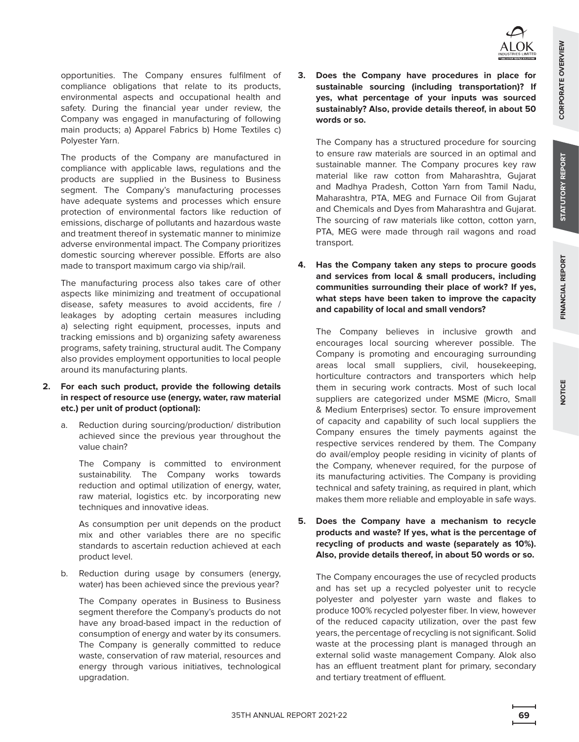opportunities. The Company ensures fulfilment of compliance obligations that relate to its products, environmental aspects and occupational health and safety. During the financial year under review, the Company was engaged in manufacturing of following main products; a) Apparel Fabrics b) Home Textiles c) Polyester Yarn.

The products of the Company are manufactured in compliance with applicable laws, regulations and the products are supplied in the Business to Business segment. The Company's manufacturing processes have adequate systems and processes which ensure protection of environmental factors like reduction of emissions, discharge of pollutants and hazardous waste and treatment thereof in systematic manner to minimize adverse environmental impact. The Company prioritizes domestic sourcing wherever possible. Efforts are also made to transport maximum cargo via ship/rail.

The manufacturing process also takes care of other aspects like minimizing and treatment of occupational disease, safety measures to avoid accidents, fire / leakages by adopting certain measures including a) selecting right equipment, processes, inputs and tracking emissions and b) organizing safety awareness programs, safety training, structural audit. The Company also provides employment opportunities to local people around its manufacturing plants.

**2. For each such product, provide the following details in respect of resource use (energy, water, raw material etc.) per unit of product (optional):**

a. Reduction during sourcing/production/ distribution achieved since the previous year throughout the value chain?

The Company is committed to environment sustainability. The Company works towards reduction and optimal utilization of energy, water, raw material, logistics etc. by incorporating new techniques and innovative ideas.

As consumption per unit depends on the product mix and other variables there are no specific standards to ascertain reduction achieved at each product level.

b. Reduction during usage by consumers (energy, water) has been achieved since the previous year?

The Company operates in Business to Business segment therefore the Company's products do not have any broad-based impact in the reduction of consumption of energy and water by its consumers. The Company is generally committed to reduce waste, conservation of raw material, resources and energy through various initiatives, technological upgradation.

**3. Does the Company have procedures in place for sustainable sourcing (including transportation)? If yes, what percentage of your inputs was sourced sustainably? Also, provide details thereof, in about 50 words or so.**

The Company has a structured procedure for sourcing to ensure raw materials are sourced in an optimal and sustainable manner. The Company procures key raw material like raw cotton from Maharashtra, Gujarat and Madhya Pradesh, Cotton Yarn from Tamil Nadu, Maharashtra, PTA, MEG and Furnace Oil from Gujarat and Chemicals and Dyes from Maharashtra and Gujarat. The sourcing of raw materials like cotton, cotton yarn, PTA, MEG were made through rail wagons and road transport.

**4. Has the Company taken any steps to procure goods and services from local & small producers, including communities surrounding their place of work? If yes, what steps have been taken to improve the capacity and capability of local and small vendors?**

The Company believes in inclusive growth and encourages local sourcing wherever possible. The Company is promoting and encouraging surrounding areas local small suppliers, civil, housekeeping, horticulture contractors and transporters which help them in securing work contracts. Most of such local suppliers are categorized under MSME (Micro, Small & Medium Enterprises) sector. To ensure improvement of capacity and capability of such local suppliers the Company ensures the timely payments against the respective services rendered by them. The Company do avail/employ people residing in vicinity of plants of the Company, whenever required, for the purpose of its manufacturing activities. The Company is providing technical and safety training, as required in plant, which makes them more reliable and employable in safe ways.

**5. Does the Company have a mechanism to recycle products and waste? If yes, what is the percentage of recycling of products and waste (separately as 10%). Also, provide details thereof, in about 50 words or so.**

The Company encourages the use of recycled products and has set up a recycled polyester unit to recycle polyester and polyester yarn waste and flakes to produce 100% recycled polyester fiber. In view, however of the reduced capacity utilization, over the past few years, the percentage of recycling is not significant. Solid waste at the processing plant is managed through an external solid waste management Company. Alok also has an effluent treatment plant for primary, secondary and tertiary treatment of effluent.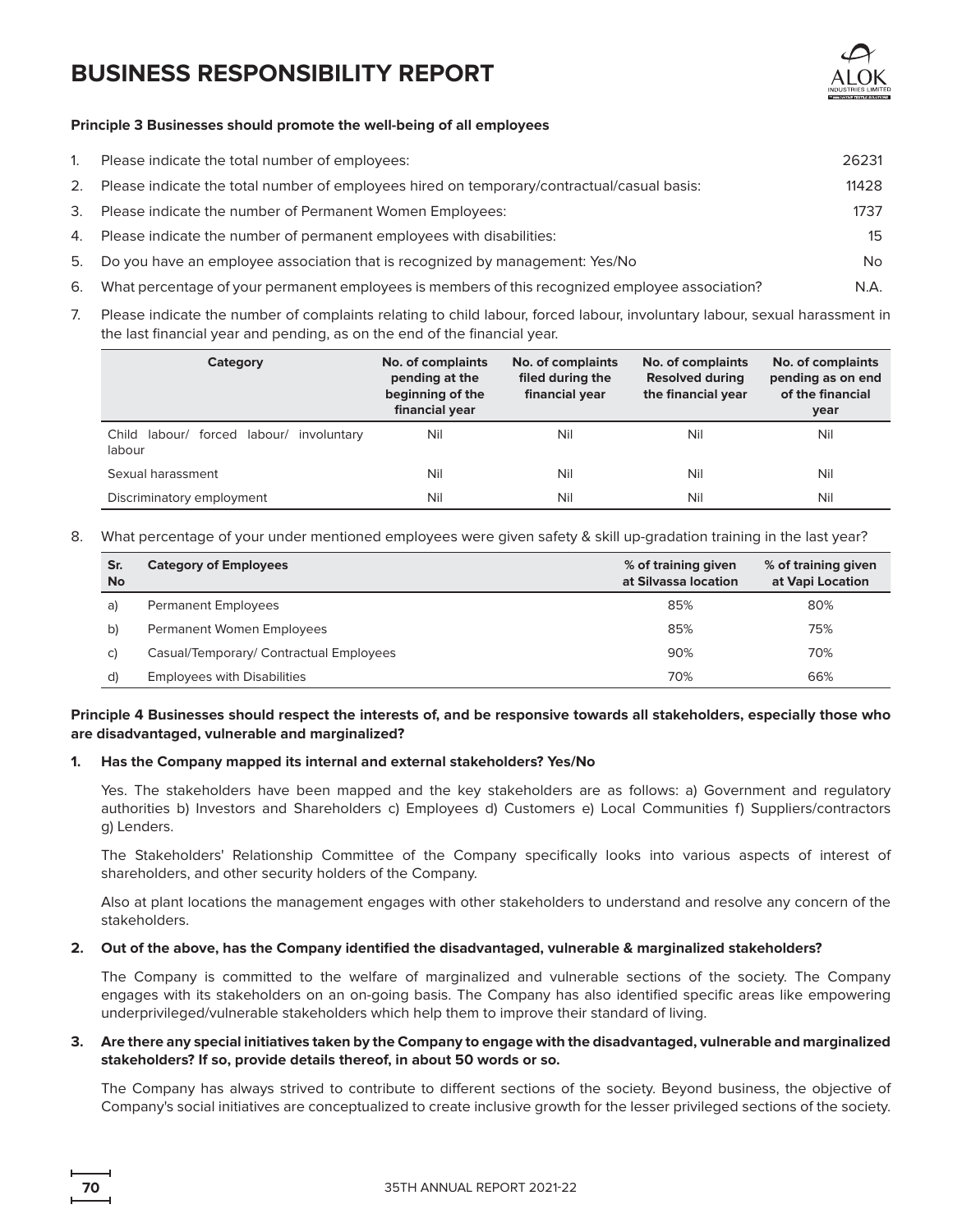# BUSINESS RESPONSIBILITY REPORT

**Principle 3 Businesses should promote the well-being of all employees**

1. Please indicate the total number of employees: 26231
2. Please indicate the total number of employees hired on temporary/contractual/casual basis: 11428
3. Please indicate the number of Permanent Women Employees: 1737
4. Please indicate the number of permanent employees with disabilities: 15
5. Do you have an employee association that is recognized by management: Yes/No No
6. What percentage of your permanent employees is members of this recognized employee association? N.A.
7. Please indicate the number of complaints relating to child labour, forced labour, involuntary labour, sexual harassment in the last financial year and pending, as on the end of the financial year.

| Category | No. of complaints pending at the beginning of the financial year | No. of complaints filed during the financial year | No. of complaints Resolved during the financial year | No. of complaints pending as on end of the financial year |
|---|---|---|---|---|
| Child labour/ forced labour/ involuntary labour | Nil | Nil | Nil | Nil |
| Sexual harassment | Nil | Nil | Nil | Nil |
| Discriminatory employment | Nil | Nil | Nil | Nil |

8. What percentage of your under mentioned employees were given safety & skill up-gradation training in the last year?

| Sr. No | Category of Employees | % of training given at Silvassa location | % of training given at Vapi Location |
|---|---|---|---|
| a) | Permanent Employees | 85% | 80% |
| b) | Permanent Women Employees | 85% | 75% |
| c) | Casual/Temporary/ Contractual Employees | 90% | 70% |
| d) | Employees with Disabilities | 70% | 66% |

**Principle 4 Businesses should respect the interests of, and be responsive towards all stakeholders, especially those who are disadvantaged, vulnerable and marginalized?**

**1. Has the Company mapped its internal and external stakeholders? Yes/No**

Yes. The stakeholders have been mapped and the key stakeholders are as follows: a) Government and regulatory authorities b) Investors and Shareholders c) Employees d) Customers e) Local Communities f) Suppliers/contractors g) Lenders.

The Stakeholders' Relationship Committee of the Company specifically looks into various aspects of interest of shareholders, and other security holders of the Company.

Also at plant locations the management engages with other stakeholders to understand and resolve any concern of the stakeholders.

**2. Out of the above, has the Company identified the disadvantaged, vulnerable & marginalized stakeholders?**

The Company is committed to the welfare of marginalized and vulnerable sections of the society. The Company engages with its stakeholders on an on-going basis. The Company has also identified specific areas like empowering underprivileged/vulnerable stakeholders which help them to improve their standard of living.

**3. Are there any special initiatives taken by the Company to engage with the disadvantaged, vulnerable and marginalized stakeholders? If so, provide details thereof, in about 50 words or so.**

The Company has always strived to contribute to different sections of the society. Beyond business, the objective of Company's social initiatives are conceptualized to create inclusive growth for the lesser privileged sections of the society.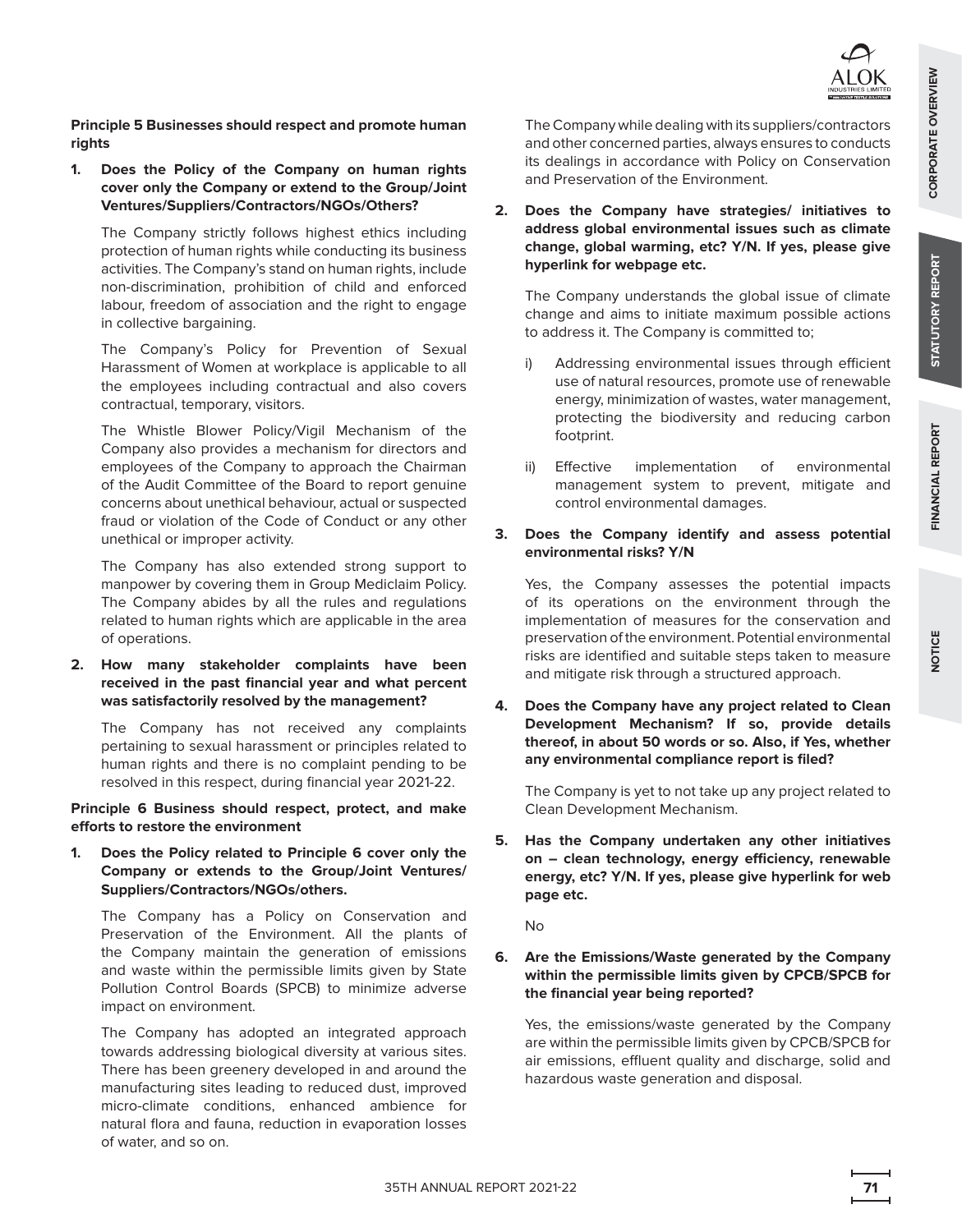**Principle 5 Businesses should respect and promote human rights**

1. **Does the Policy of the Company on human rights cover only the Company or extend to the Group/Joint Ventures/Suppliers/Contractors/NGOs/Others?**

   The Company strictly follows highest ethics including protection of human rights while conducting its business activities. The Company's stand on human rights, include non-discrimination, prohibition of child and enforced labour, freedom of association and the right to engage in collective bargaining.

   The Company's Policy for Prevention of Sexual Harassment of Women at workplace is applicable to all the employees including contractual and also covers contractual, temporary, visitors.

   The Whistle Blower Policy/Vigil Mechanism of the Company also provides a mechanism for directors and employees of the Company to approach the Chairman of the Audit Committee of the Board to report genuine concerns about unethical behaviour, actual or suspected fraud or violation of the Code of Conduct or any other unethical or improper activity.

   The Company has also extended strong support to manpower by covering them in Group Mediclaim Policy. The Company abides by all the rules and regulations related to human rights which are applicable in the area of operations.

2. **How many stakeholder complaints have been received in the past financial year and what percent was satisfactorily resolved by the management?**

   The Company has not received any complaints pertaining to sexual harassment or principles related to human rights and there is no complaint pending to be resolved in this respect, during financial year 2021-22.

**Principle 6 Business should respect, protect, and make efforts to restore the environment**

1. **Does the Policy related to Principle 6 cover only the Company or extends to the Group/Joint Ventures/ Suppliers/Contractors/NGOs/others.**

   The Company has a Policy on Conservation and Preservation of the Environment. All the plants of the Company maintain the generation of emissions and waste within the permissible limits given by State Pollution Control Boards (SPCB) to minimize adverse impact on environment.

   The Company has adopted an integrated approach towards addressing biological diversity at various sites. There has been greenery developed in and around the manufacturing sites leading to reduced dust, improved micro-climate conditions, enhanced ambience for natural flora and fauna, reduction in evaporation losses of water, and so on.

   The Company while dealing with its suppliers/contractors and other concerned parties, always ensures to conducts its dealings in accordance with Policy on Conservation and Preservation of the Environment.

2. **Does the Company have strategies/ initiatives to address global environmental issues such as climate change, global warming, etc? Y/N. If yes, please give hyperlink for webpage etc.**

   The Company understands the global issue of climate change and aims to initiate maximum possible actions to address it. The Company is committed to;

   i) Addressing environmental issues through efficient use of natural resources, promote use of renewable energy, minimization of wastes, water management, protecting the biodiversity and reducing carbon footprint.

   ii) Effective implementation of environmental management system to prevent, mitigate and control environmental damages.

3. **Does the Company identify and assess potential environmental risks? Y/N**

   Yes, the Company assesses the potential impacts of its operations on the environment through the implementation of measures for the conservation and preservation of the environment. Potential environmental risks are identified and suitable steps taken to measure and mitigate risk through a structured approach.

4. **Does the Company have any project related to Clean Development Mechanism? If so, provide details thereof, in about 50 words or so. Also, if Yes, whether any environmental compliance report is filed?**

   The Company is yet to not take up any project related to Clean Development Mechanism.

5. **Has the Company undertaken any other initiatives on – clean technology, energy efficiency, renewable energy, etc? Y/N. If yes, please give hyperlink for web page etc.**

   No

6. **Are the Emissions/Waste generated by the Company within the permissible limits given by CPCB/SPCB for the financial year being reported?**

   Yes, the emissions/waste generated by the Company are within the permissible limits given by CPCB/SPCB for air emissions, effluent quality and discharge, solid and hazardous waste generation and disposal.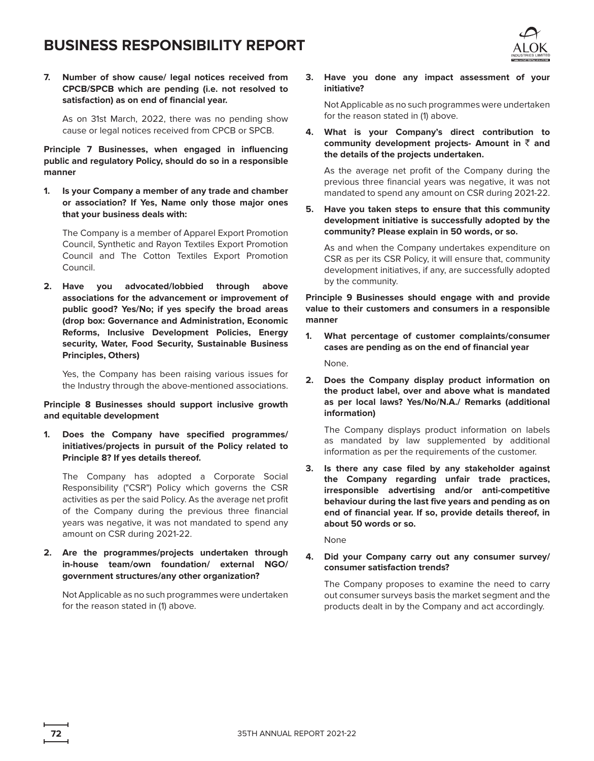7. **Number of show cause/ legal notices received from CPCB/SPCB which are pending (i.e. not resolved to satisfaction) as on end of financial year.**

   As on 31st March, 2022, there was no pending show cause or legal notices received from CPCB or SPCB.

**Principle 7 Businesses, when engaged in influencing public and regulatory Policy, should do so in a responsible manner**

1. **Is your Company a member of any trade and chamber or association? If Yes, Name only those major ones that your business deals with:**

   The Company is a member of Apparel Export Promotion Council, Synthetic and Rayon Textiles Export Promotion Council and The Cotton Textiles Export Promotion Council.

2. **Have you advocated/lobbied through above associations for the advancement or improvement of public good? Yes/No; if yes specify the broad areas (drop box: Governance and Administration, Economic Reforms, Inclusive Development Policies, Energy security, Water, Food Security, Sustainable Business Principles, Others)**

   Yes, the Company has been raising various issues for the Industry through the above-mentioned associations.

**Principle 8 Businesses should support inclusive growth and equitable development**

1. **Does the Company have specified programmes/ initiatives/projects in pursuit of the Policy related to Principle 8? If yes details thereof.**

   The Company has adopted a Corporate Social Responsibility ("CSR") Policy which governs the CSR activities as per the said Policy. As the average net profit of the Company during the previous three financial years was negative, it was not mandated to spend any amount on CSR during 2021-22.

2. **Are the programmes/projects undertaken through in-house team/own foundation/ external NGO/ government structures/any other organization?**

   Not Applicable as no such programmes were undertaken for the reason stated in (1) above.

3. **Have you done any impact assessment of your initiative?**

   Not Applicable as no such programmes were undertaken for the reason stated in (1) above.

4. **What is your Company's direct contribution to community development projects- Amount in ₹ and the details of the projects undertaken.**

   As the average net profit of the Company during the previous three financial years was negative, it was not mandated to spend any amount on CSR during 2021-22.

5. **Have you taken steps to ensure that this community development initiative is successfully adopted by the community? Please explain in 50 words, or so.**

   As and when the Company undertakes expenditure on CSR as per its CSR Policy, it will ensure that, community development initiatives, if any, are successfully adopted by the community.

**Principle 9 Businesses should engage with and provide value to their customers and consumers in a responsible manner**

1. **What percentage of customer complaints/consumer cases are pending as on the end of financial year**

   None.

2. **Does the Company display product information on the product label, over and above what is mandated as per local laws? Yes/No/N.A./ Remarks (additional information)**

   The Company displays product information on labels as mandated by law supplemented by additional information as per the requirements of the customer.

3. **Is there any case filed by any stakeholder against the Company regarding unfair trade practices, irresponsible advertising and/or anti-competitive behaviour during the last five years and pending as on end of financial year. If so, provide details thereof, in about 50 words or so.**

   None

4. **Did your Company carry out any consumer survey/ consumer satisfaction trends?**

   The Company proposes to examine the need to carry out consumer surveys basis the market segment and the products dealt in by the Company and act accordingly.